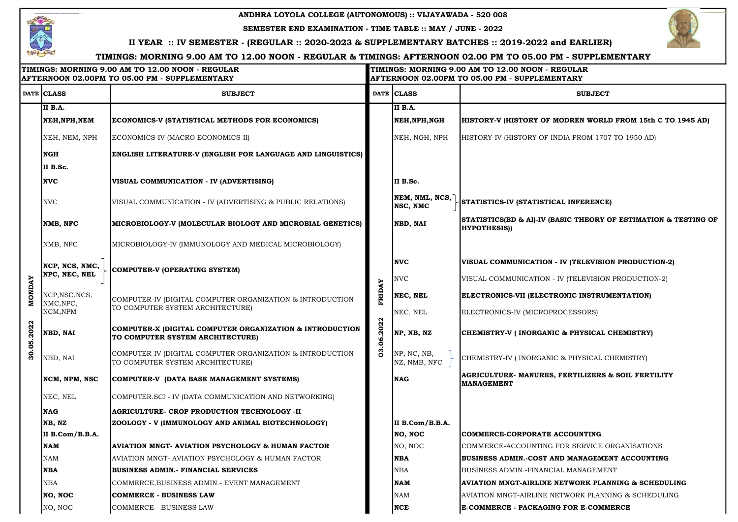**ANDHRA LOYOLA COLLEGE (AUTONOMOUS) :: VIJAYAWADA - 520 008**

**SEMESTER END EXAMINATION - TIME TABLE :: MAY / JUNE - 2022**

**II YEAR :: IV SEMESTER - (REGULAR :: 2020-2023 & SUPPLEMENTARY BATCHES :: 2019-2022 and EARLIER)**

**TIMINGS: MORNING 9.00 AM TO 12.00 NOON - REGULAR & TIMINGS: AFTERNOON 02.00 PM TO 05.00 PM - SUPPLEMENTARY**

**TIMINGS: MORNING 9.00 AM TO 12.00 NOON - REGULAR**
**AFTERNOON 02.00PM TO 05.00 PM - SUPPLEMENTARY**

| DATE | CLASS | SUBJECT |
|---|---|---|
| MONDAY 30.05.2022 | **II B.A.** | |
| | **NEH,NPH,NEM** | **ECONOMICS-V (STATISTICAL METHODS FOR ECONOMICS)** |
| | NEH, NEM, NPH | ECONOMICS-IV (MACRO ECONOMICS-II) |
| | **NGH** | **ENGLISH LITERATURE-V (ENGLISH FOR LANGUAGE AND LINGUISTICS)** |
| | **II B.Sc.** | |
| | **NVC** | **VISUAL COMMUNICATION - IV (ADVERTISING)** |
| | NVC | VISUAL COMMUNICATION - IV (ADVERTISING & PUBLIC RELATIONS) |
| | **NMB, NFC** | **MICROBIOLOGY-V (MOLECULAR BIOLOGY AND MICROBIAL GENETICS)** |
| | NMB, NFC | MICROBIOLOGY-IV (IMMUNOLOGY AND MEDICAL MICROBIOLOGY) |
| | **NCP, NCS, NMC, NPC, NEC, NEL** | **COMPUTER-V (OPERATING SYSTEM)** |
| | NCP,NSC,NCS, NMC,NPC, NCM,NPM | COMPUTER-IV (DIGITAL COMPUTER ORGANIZATION & INTRODUCTION TO COMPUTER SYSTEM ARCHITECTURE) |
| | **NBD, NAI** | **COMPUTER-X (DIGITAL COMPUTER ORGANIZATION & INTRODUCTION TO COMPUTER SYSTEM ARCHITECTURE)** |
| | NBD, NAI | COMPUTER-IV (DIGITAL COMPUTER ORGANIZATION & INTRODUCTION TO COMPUTER SYSTEM ARCHITECTURE) |
| | **NCM, NPM, NSC** | **COMPUTER-V (DATA BASE MANAGEMENT SYSTEMS)** |
| | NEC, NEL | COMPUTER.SCI - IV (DATA COMMUNICATION AND NETWORKING) |
| | **NAG** | **AGRICULTURE- CROP PRODUCTION TECHNOLOGY -II** |
| | **NB, NZ** | **ZOOLOGY - V (IMMUNOLOGY AND ANIMAL BIOTECHNOLOGY)** |
| | **II B.Com/B.B.A.** | |
| | **NAM** | **AVIATION MNGT- AVIATION PSYCHOLOGY & HUMAN FACTOR** |
| | NAM | AVIATION MNGT- AVIATION PSYCHOLOGY & HUMAN FACTOR |
| | **NBA** | **BUSINESS ADMIN.- FINANCIAL SERVICES** |
| | NBA | COMMERCE,BUSINESS ADMIN.- EVENT MANAGEMENT |
| | **NO, NOC** | **COMMERCE - BUSINESS LAW** |
| | NO, NOC | COMMERCE - BUSINESS LAW |

**TIMINGS: MORNING 9.00 AM TO 12.00 NOON - REGULAR**
**AFTERNOON 02.00PM TO 05.00 PM - SUPPLEMENTARY**

| DATE | CLASS | SUBJECT |
|---|---|---|
| FRIDAY 03.06.2022 | **II B.A.** | |
| | **NEH,NPH,NGH** | **HISTORY-V (HISTORY OF MODREN WORLD FROM 15th C TO 1945 AD)** |
| | NEH, NGH, NPH | HISTORY-IV (HISTORY OF INDIA FROM 1707 TO 1950 AD) |
| | **II B.Sc.** | |
| | **NEM, NML, NCS, NSC, NMC** | **STATISTICS-IV (STATISTICAL INFERENCE)** |
| | **NBD, NAI** | **STATISTICS(BD & AI)-IV (BASIC THEORY OF ESTIMATION & TESTING OF HYPOTHESIS))** |
| | **NVC** | **VISUAL COMMUNICATION - IV (TELEVISION PRODUCTION-2)** |
| | NVC | VISUAL COMMUNICATION - IV (TELEVISION PRODUCTION-2) |
| | **NEC, NEL** | **ELECTRONICS-VII (ELECTRONIC INSTRUMENTATION)** |
| | NEC, NEL | ELECTRONICS-IV (MICROPROCESSORS) |
| | **NP, NB, NZ** | **CHEMISTRY-V ( INORGANIC & PHYSICAL CHEMISTRY)** |
| | NP, NC, NB, NZ, NMB, NFC | CHEMISTRY-IV ( INORGANIC & PHYSICAL CHEMISTRY) |
| | **NAG** | **AGRICULTURE- MANURES, FERTILIZERS & SOIL FERTILITY MANAGEMENT** |
| | **II B.Com/B.B.A.** | |
| | **NO, NOC** | **COMMERCE-CORPORATE ACCOUNTING** |
| | NO, NOC | COMMERCE-ACCOUNTING FOR SERVICE ORGANISATIONS |
| | **NBA** | **BUSINESS ADMIN.-COST AND MANAGEMENT ACCOUNTING** |
| | NBA | BUSINESS ADMIN.-FINANCIAL MANAGEMENT |
| | **NAM** | **AVIATION MNGT-AIRLINE NETWORK PLANNING & SCHEDULING** |
| | NAM | AVIATION MNGT-AIRLINE NETWORK PLANNING & SCHEDULING |
| | **NCE** | **E-COMMERCE - PACKAGING FOR E-COMMERCE** |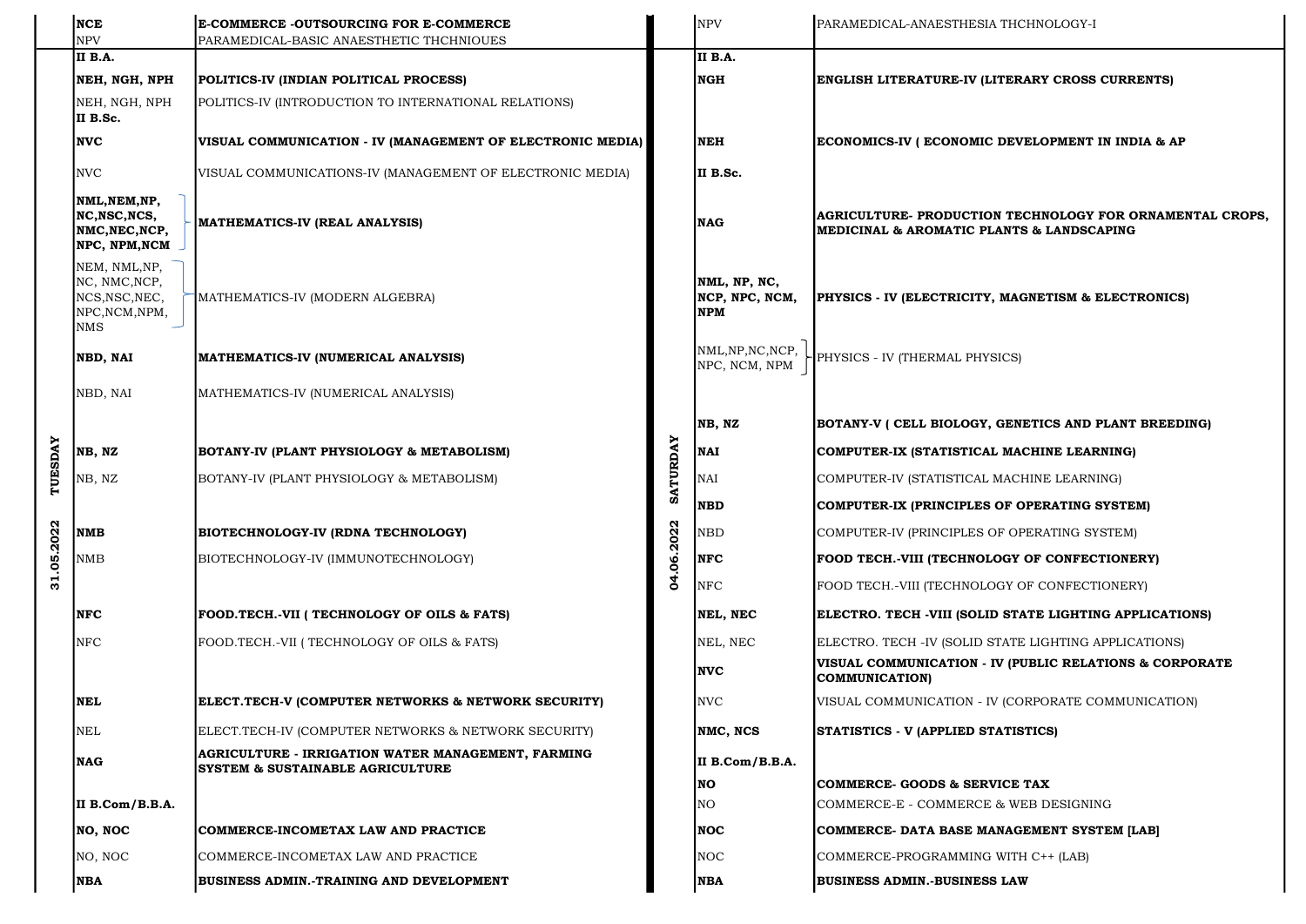| | | | | | |
|---|---|---|---|---|---|
| | **NCE** | **E-COMMERCE -OUTSOURCING FOR E-COMMERCE** | | NPV | PARAMEDICAL-ANAESTHESIA THCHNOLOGY-I |
| | NPV | PARAMEDICAL-BASIC ANAESTHETIC THCHNIOUES | | | |
| TUESDAY 31.05.2022 | **II B.A.** | | SATURDAY 04.06.2022 | **II B.A.** | |
| | **NEH, NGH, NPH** | **POLITICS-IV (INDIAN POLITICAL PROCESS)** | | **NGH** | **ENGLISH LITERATURE-IV (LITERARY CROSS CURRENTS)** |
| | NEH, NGH, NPH | POLITICS-IV (INTRODUCTION TO INTERNATIONAL RELATIONS) | | | |
| | **II B.Sc.** | | | | |
| | **NVC** | **VISUAL COMMUNICATION - IV (MANAGEMENT OF ELECTRONIC MEDIA)** | | **NEH** | **ECONOMICS-IV ( ECONOMIC DEVELOPMENT IN INDIA & AP** |
| | NVC | VISUAL COMMUNICATIONS-IV (MANAGEMENT OF ELECTRONIC MEDIA) | | **II B.Sc.** | |
| | **NML,NEM,NP, NC,NSC,NCS, NMC,NEC,NCP, NPC, NPM,NCM** | **MATHEMATICS-IV (REAL ANALYSIS)** | | **NAG** | **AGRICULTURE- PRODUCTION TECHNOLOGY FOR ORNAMENTAL CROPS, MEDICINAL & AROMATIC PLANTS & LANDSCAPING** |
| | NEM, NML,NP, NC, NMC,NCP, NCS,NSC,NEC, NPC,NCM,NPM, NMS | MATHEMATICS-IV (MODERN ALGEBRA) | | **NML, NP, NC, NCP, NPC, NCM, NPM** | **PHYSICS - IV (ELECTRICITY, MAGNETISM & ELECTRONICS)** |
| | **NBD, NAI** | **MATHEMATICS-IV (NUMERICAL ANALYSIS)** | | NML,NP,NC,NCP, NPC, NCM, NPM | PHYSICS - IV (THERMAL PHYSICS) |
| | NBD, NAI | MATHEMATICS-IV (NUMERICAL ANALYSIS) | | | |
| | | | | **NB, NZ** | **BOTANY-V ( CELL BIOLOGY, GENETICS AND PLANT BREEDING)** |
| | **NB, NZ** | **BOTANY-IV (PLANT PHYSIOLOGY & METABOLISM)** | | **NAI** | **COMPUTER-IX (STATISTICAL MACHINE LEARNING)** |
| | NB, NZ | BOTANY-IV (PLANT PHYSIOLOGY & METABOLISM) | | NAI | COMPUTER-IV (STATISTICAL MACHINE LEARNING) |
| | | | | **NBD** | **COMPUTER-IX (PRINCIPLES OF OPERATING SYSTEM)** |
| | **NMB** | **BIOTECHNOLOGY-IV (RDNA TECHNOLOGY)** | | NBD | COMPUTER-IV (PRINCIPLES OF OPERATING SYSTEM) |
| | NMB | BIOTECHNOLOGY-IV (IMMUNOTECHNOLOGY) | | **NFC** | **FOOD TECH.-VIII (TECHNOLOGY OF CONFECTIONERY)** |
| | | | | NFC | FOOD TECH.-VIII (TECHNOLOGY OF CONFECTIONERY) |
| | **NFC** | **FOOD.TECH.-VII ( TECHNOLOGY OF OILS & FATS)** | | **NEL, NEC** | **ELECTRO. TECH -VIII (SOLID STATE LIGHTING APPLICATIONS)** |
| | NFC | FOOD.TECH.-VII ( TECHNOLOGY OF OILS & FATS) | | NEL, NEC | ELECTRO. TECH -IV (SOLID STATE LIGHTING APPLICATIONS) |
| | | | | **NVC** | **VISUAL COMMUNICATION - IV (PUBLIC RELATIONS & CORPORATE COMMUNICATION)** |
| | **NEL** | **ELECT.TECH-V (COMPUTER NETWORKS & NETWORK SECURITY)** | | NVC | VISUAL COMMUNICATION - IV (CORPORATE COMMUNICATION) |
| | NEL | ELECT.TECH-IV (COMPUTER NETWORKS & NETWORK SECURITY) | | **NMC, NCS** | **STATISTICS - V (APPLIED STATISTICS)** |
| | **NAG** | **AGRICULTURE - IRRIGATION WATER MANAGEMENT, FARMING SYSTEM & SUSTAINABLE AGRICULTURE** | | **II B.Com/B.B.A.** | |
| | | | | **NO** | **COMMERCE- GOODS & SERVICE TAX** |
| | **II B.Com/B.B.A.** | | | NO | COMMERCE-E - COMMERCE & WEB DESIGNING |
| | **NO, NOC** | **COMMERCE-INCOMETAX LAW AND PRACTICE** | | **NOC** | **COMMERCE- DATA BASE MANAGEMENT SYSTEM [LAB]** |
| | NO, NOC | COMMERCE-INCOMETAX LAW AND PRACTICE | | NOC | COMMERCE-PROGRAMMING WITH C++ (LAB) |
| | **NBA** | **BUSINESS ADMIN.-TRAINING AND DEVELOPMENT** | | **NBA** | **BUSINESS ADMIN.-BUSINESS LAW** |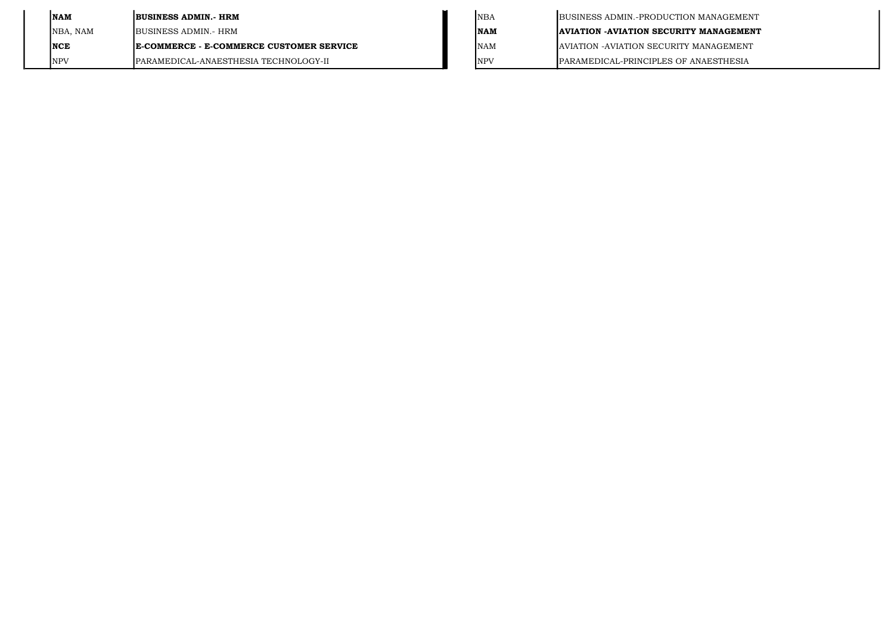| | |
|---|---|
| **NAM** | **BUSINESS ADMIN.- HRM** |
| NBA, NAM | BUSINESS ADMIN.- HRM |
| **NCE** | **E-COMMERCE - E-COMMERCE CUSTOMER SERVICE** |
| NPV | PARAMEDICAL-ANAESTHESIA TECHNOLOGY-II |

| | |
|---|---|
| NBA | BUSINESS ADMIN.-PRODUCTION MANAGEMENT |
| **NAM** | **AVIATION -AVIATION SECURITY MANAGEMENT** |
| NAM | AVIATION -AVIATION SECURITY MANAGEMENT |
| NPV | PARAMEDICAL-PRINCIPLES OF ANAESTHESIA |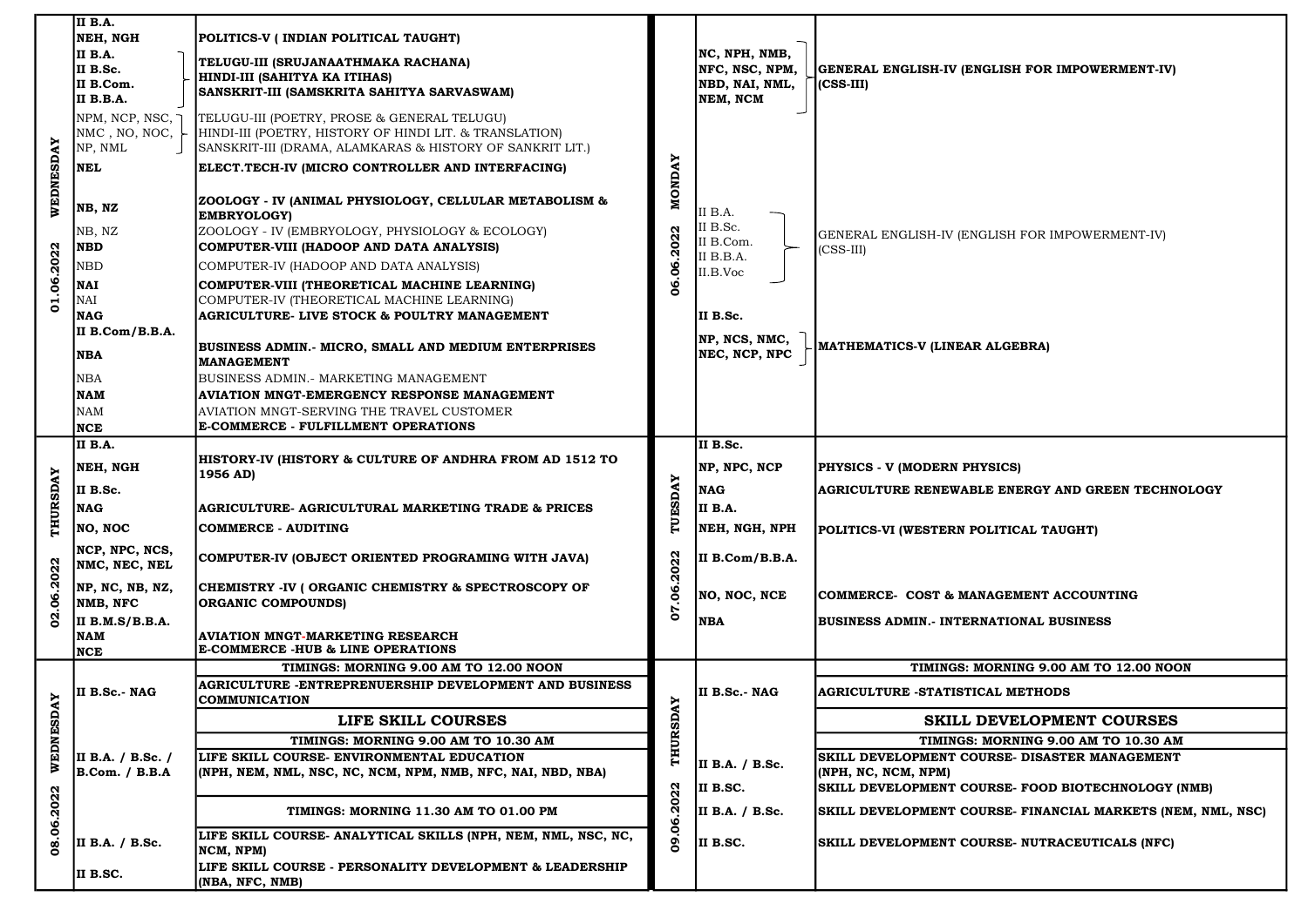| Date | Groups | Subject | Date | Groups | Subject |
|---|---|---|---|---|---|
| WEDNESDAY 01.06.2022 | **II B.A.** | | MONDAY 06.06.2022 | | |
| | **NEH, NGH** | **POLITICS-V ( INDIAN POLITICAL TAUGHT)** | | **NC, NPH, NMB, NFC, NSC, NPM, NBD, NAI, NML, NEM, NCM** | **GENERAL ENGLISH-IV (ENGLISH FOR IMPOWERMENT-IV) (CSS-III)** |
| | **II B.A. II B.Sc. II B.Com. II B.B.A.** | **TELUGU-III (SRUJANAATHMAKA RACHANA) HINDI-III (SAHITYA KA ITIHAS) SANSKRIT-III (SAMSKRITA SAHITYA SARVASWAM)** | | | |
| | NPM, NCP, NSC, NMC , NO, NOC, NP, NML | TELUGU-III (POETRY, PROSE & GENERAL TELUGU) HINDI-III (POETRY, HISTORY OF HINDI LIT. & TRANSLATION) SANSKRIT-III (DRAMA, ALAMKARAS & HISTORY OF SANKRIT LIT.) | | | |
| | **NEL** | **ELECT.TECH-IV (MICRO CONTROLLER AND INTERFACING)** | | | |
| | **NB, NZ** | **ZOOLOGY - IV (ANIMAL PHYSIOLOGY, CELLULAR METABOLISM & EMBRYOLOGY)** | | II B.A. II B.Sc. II B.Com. II B.B.A. II.B.Voc | GENERAL ENGLISH-IV (ENGLISH FOR IMPOWERMENT-IV) (CSS-III) |
| | NB, NZ | ZOOLOGY - IV (EMBRYOLOGY, PHYSIOLOGY & ECOLOGY) | | | |
| | **NBD** | **COMPUTER-VIII (HADOOP AND DATA ANALYSIS)** | | | |
| | NBD | COMPUTER-IV (HADOOP AND DATA ANALYSIS) | | | |
| | **NAI** | **COMPUTER-VIII (THEORETICAL MACHINE LEARNING)** | | | |
| | NAI | COMPUTER-IV (THEORETICAL MACHINE LEARNING) | | | |
| | **NAG** | **AGRICULTURE- LIVE STOCK & POULTRY MANAGEMENT** | | **II B.Sc.** | |
| | **II B.Com/B.B.A.** | | | **NP, NCS, NMC, NEC, NCP, NPC** | **MATHEMATICS-V (LINEAR ALGEBRA)** |
| | **NBA** | **BUSINESS ADMIN.- MICRO, SMALL AND MEDIUM ENTERPRISES MANAGEMENT** | | | |
| | NBA | BUSINESS ADMIN.- MARKETING MANAGEMENT | | | |
| | **NAM** | **AVIATION MNGT-EMERGENCY RESPONSE MANAGEMENT** | | | |
| | NAM | AVIATION MNGT-SERVING THE TRAVEL CUSTOMER | | | |
| | **NCE** | **E-COMMERCE - FULFILLMENT OPERATIONS** | | | |
| THURSDAY 02.06.2022 | **II B.A.** | | TUESDAY 07.06.2022 | **II B.Sc.** | |
| | **NEH, NGH** | **HISTORY-IV (HISTORY & CULTURE OF ANDHRA FROM AD 1512 TO 1956 AD)** | | **NP, NPC, NCP** | **PHYSICS - V (MODERN PHYSICS)** |
| | **II B.Sc.** | | | **NAG** | **AGRICULTURE RENEWABLE ENERGY AND GREEN TECHNOLOGY** |
| | **NAG** | **AGRICULTURE- AGRICULTURAL MARKETING TRADE & PRICES** | | **II B.A.** | |
| | **NO, NOC** | **COMMERCE - AUDITING** | | **NEH, NGH, NPH** | **POLITICS-VI (WESTERN POLITICAL TAUGHT)** |
| | **NCP, NPC, NCS, NMC, NEC, NEL** | **COMPUTER-IV (OBJECT ORIENTED PROGRAMING WITH JAVA)** | | **II B.Com/B.B.A.** | |
| | **NP, NC, NB, NZ, NMB, NFC** | **CHEMISTRY -IV ( ORGANIC CHEMISTRY & SPECTROSCOPY OF ORGANIC COMPOUNDS)** | | **NO, NOC, NCE** | **COMMERCE- COST & MANAGEMENT ACCOUNTING** |
| | **II B.M.S/B.B.A.** | | | **NBA** | **BUSINESS ADMIN.- INTERNATIONAL BUSINESS** |
| | **NAM** | **AVIATION MNGT-MARKETING RESEARCH** | | | |
| | **NCE** | **E-COMMERCE -HUB & LINE OPERATIONS** | | | |
| WEDNESDAY 08.06.2022 | | **TIMINGS: MORNING 9.00 AM TO 12.00 NOON** | THURSDAY 09.06.2022 | | **TIMINGS: MORNING 9.00 AM TO 12.00 NOON** |
| | **II B.Sc.- NAG** | **AGRICULTURE -ENTREPRENUERSHIP DEVELOPMENT AND BUSINESS COMMUNICATION** | | **II B.Sc.- NAG** | **AGRICULTURE -STATISTICAL METHODS** |
| | | **LIFE SKILL COURSES** | | | **SKILL DEVELOPMENT COURSES** |
| | | **TIMINGS: MORNING 9.00 AM TO 10.30 AM** | | | **TIMINGS: MORNING 9.00 AM TO 10.30 AM** |
| | **II B.A. / B.Sc. / B.Com. / B.B.A** | **LIFE SKILL COURSE- ENVIRONMENTAL EDUCATION (NPH, NEM, NML, NSC, NC, NCM, NPM, NMB, NFC, NAI, NBD, NBA)** | | **II B.A. / B.Sc.** | **SKILL DEVELOPMENT COURSE- DISASTER MANAGEMENT (NPH, NC, NCM, NPM)** |
| | | | | **II B.SC.** | **SKILL DEVELOPMENT COURSE- FOOD BIOTECHNOLOGY (NMB)** |
| | | **TIMINGS: MORNING 11.30 AM TO 01.00 PM** | | **II B.A. / B.Sc.** | **SKILL DEVELOPMENT COURSE- FINANCIAL MARKETS (NEM, NML, NSC)** |
| | **II B.A. / B.Sc.** | **LIFE SKILL COURSE- ANALYTICAL SKILLS (NPH, NEM, NML, NSC, NC, NCM, NPM)** | | **II B.SC.** | **SKILL DEVELOPMENT COURSE- NUTRACEUTICALS (NFC)** |
| | **II B.SC.** | **LIFE SKILL COURSE - PERSONALITY DEVELOPMENT & LEADERSHIP (NBA, NFC, NMB)** | | | |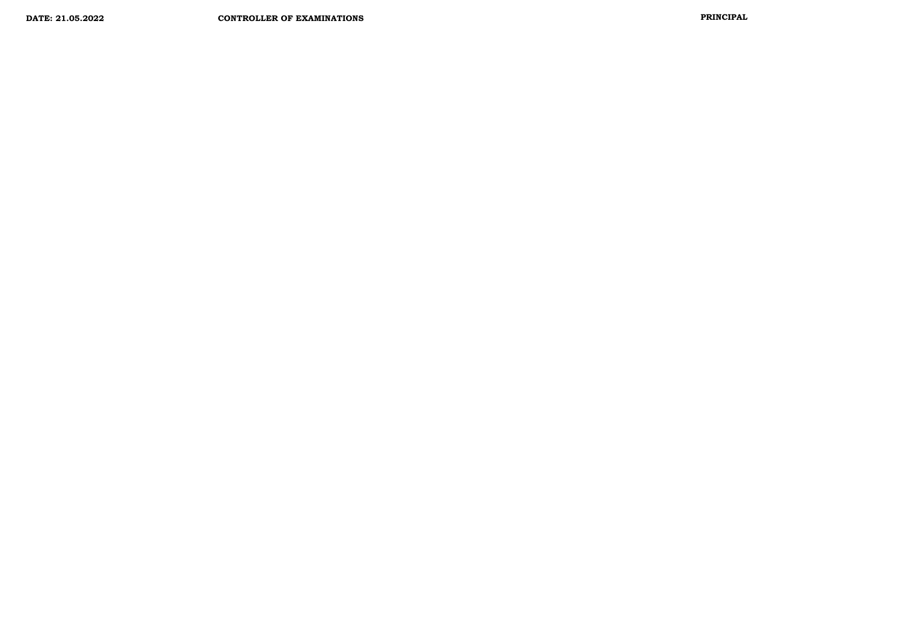**DATE: 21.05.2022** **CONTROLLER OF EXAMINATIONS** **PRINCIPAL**